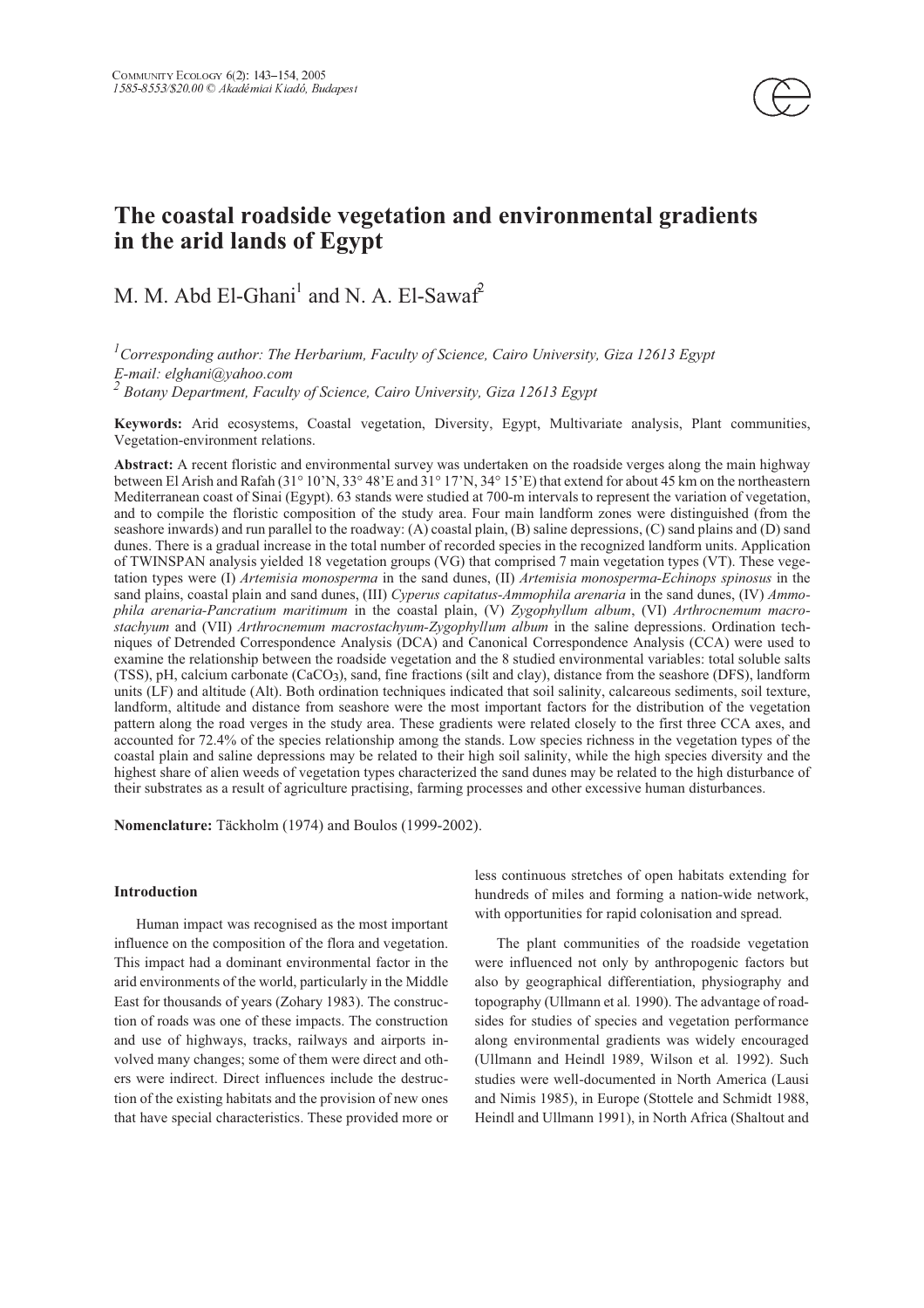# The coastal roadside vegetation and environmental gradients in the arid lands of Egypt

M. M. Abd El-Ghani[1] and N. A. El-Sawaf[2]

[1] *Corresponding author: The Herbarium, Faculty of Science, Cairo University, Giza 12613 Egypt*
*E-mail: elghani@yahoo.com*
[2] *Botany Department, Faculty of Science, Cairo University, Giza 12613 Egypt*

**Keywords:** Arid ecosystems, Coastal vegetation, Diversity, Egypt, Multivariate analysis, Plant communities, Vegetation-environment relations.

**Abstract:** A recent floristic and environmental survey was undertaken on the roadside verges along the main highway between El Arish and Rafah (31° 10'N, 33° 48'E and 31° 17'N, 34° 15'E) that extend for about 45 km on the northeastern Mediterranean coast of Sinai (Egypt). 63 stands were studied at 700-m intervals to represent the variation of vegetation, and to compile the floristic composition of the study area. Four main landform zones were distinguished (from the seashore inwards) and run parallel to the roadway: (A) coastal plain, (B) saline depressions, (C) sand plains and (D) sand dunes. There is a gradual increase in the total number of recorded species in the recognized landform units. Application of TWINSPAN analysis yielded 18 vegetation groups (VG) that comprised 7 main vegetation types (VT). These vegetation types were (I) *Artemisia monosperma* in the sand dunes, (II) *Artemisia monosperma-Echinops spinosus* in the sand plains, coastal plain and sand dunes, (III) *Cyperus capitatus-Ammophila arenaria* in the sand dunes, (IV) *Ammophila arenaria-Pancratium maritimum* in the coastal plain, (V) *Zygophyllum album*, (VI) *Arthrocnemum macrostachyum* and (VII) *Arthrocnemum macrostachyum-Zygophyllum album* in the saline depressions. Ordination techniques of Detrended Correspondence Analysis (DCA) and Canonical Correspondence Analysis (CCA) were used to examine the relationship between the roadside vegetation and the 8 studied environmental variables: total soluble salts (TSS), pH, calcium carbonate ($CaCO_3$), sand, fine fractions (silt and clay), distance from the seashore (DFS), landform units (LF) and altitude (Alt). Both ordination techniques indicated that soil salinity, calcareous sediments, soil texture, landform, altitude and distance from seashore were the most important factors for the distribution of the vegetation pattern along the road verges in the study area. These gradients were related closely to the first three CCA axes, and accounted for 72.4% of the species relationship among the stands. Low species richness in the vegetation types of the coastal plain and saline depressions may be related to their high soil salinity, while the high species diversity and the highest share of alien weeds of vegetation types characterized the sand dunes may be related to the high disturbance of their substrates as a result of agriculture practising, farming processes and other excessive human disturbances.

**Nomenclature:** Täckholm (1974) and Boulos (1999-2002).

## Introduction

Human impact was recognised as the most important influence on the composition of the flora and vegetation. This impact had a dominant environmental factor in the arid environments of the world, particularly in the Middle East for thousands of years (Zohary 1983). The construction of roads was one of these impacts. The construction and use of highways, tracks, railways and airports involved many changes; some of them were direct and others were indirect. Direct influences include the destruction of the existing habitats and the provision of new ones that have special characteristics. These provided more or less continuous stretches of open habitats extending for hundreds of miles and forming a nation-wide network, with opportunities for rapid colonisation and spread.

The plant communities of the roadside vegetation were influenced not only by anthropogenic factors but also by geographical differentiation, physiography and topography (Ullmann et al*.* 1990). The advantage of roadsides for studies of species and vegetation performance along environmental gradients was widely encouraged (Ullmann and Heindl 1989, Wilson et al*.* 1992). Such studies were well-documented in North America (Lausi and Nimis 1985), in Europe (Stottele and Schmidt 1988, Heindl and Ullmann 1991), in North Africa (Shaltout and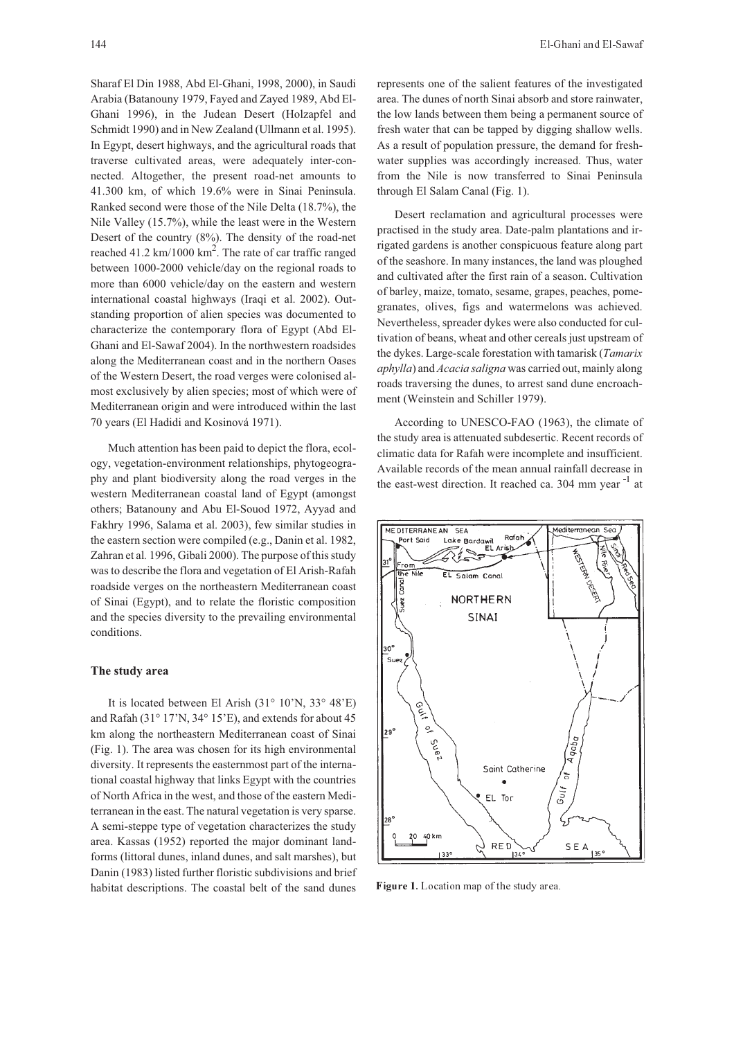Sharaf El Din 1988, Abd El-Ghani, 1998, 2000), in Saudi Arabia (Batanouny 1979, Fayed and Zayed 1989, Abd El-Ghani 1996), in the Judean Desert (Holzapfel and Schmidt 1990) and in New Zealand (Ullmann et al. 1995). In Egypt, desert highways, and the agricultural roads that traverse cultivated areas, were adequately inter-connected. Altogether, the present road-net amounts to 41.300 km, of which 19.6% were in Sinai Peninsula. Ranked second were those of the Nile Delta (18.7%), the Nile Valley (15.7%), while the least were in the Western Desert of the country (8%). The density of the road-net reached 41.2 km/1000 km$^2$. The rate of car traffic ranged between 1000-2000 vehicle/day on the regional roads to more than 6000 vehicle/day on the eastern and western international coastal highways (Iraqi et al. 2002). Outstanding proportion of alien species was documented to characterize the contemporary flora of Egypt (Abd El-Ghani and El-Sawaf 2004). In the northwestern roadsides along the Mediterranean coast and in the northern Oases of the Western Desert, the road verges were colonised almost exclusively by alien species; most of which were of Mediterranean origin and were introduced within the last 70 years (El Hadidi and Kosinová 1971).

Much attention has been paid to depict the flora, ecology, vegetation-environment relationships, phytogeography and plant biodiversity along the road verges in the western Mediterranean coastal land of Egypt (amongst others; Batanouny and Abu El-Souod 1972, Ayyad and Fakhry 1996, Salama et al. 2003), few similar studies in the eastern section were compiled (e.g., Danin et al. 1982, Zahran et al. 1996, Gibali 2000). The purpose of this study was to describe the flora and vegetation of El Arish-Rafah roadside verges on the northeastern Mediterranean coast of Sinai (Egypt), and to relate the floristic composition and the species diversity to the prevailing environmental conditions.

## The study area

It is located between El Arish (31° 10'N, 33° 48'E) and Rafah (31° 17'N, 34° 15'E), and extends for about 45 km along the northeastern Mediterranean coast of Sinai (Fig. 1). The area was chosen for its high environmental diversity. It represents the easternmost part of the international coastal highway that links Egypt with the countries of North Africa in the west, and those of the eastern Mediterranean in the east. The natural vegetation is very sparse. A semi-steppe type of vegetation characterizes the study area. Kassas (1952) reported the major dominant landforms (littoral dunes, inland dunes, and salt marshes), but Danin (1983) listed further floristic subdivisions and brief habitat descriptions. The coastal belt of the sand dunes represents one of the salient features of the investigated area. The dunes of north Sinai absorb and store rainwater, the low lands between them being a permanent source of fresh water that can be tapped by digging shallow wells. As a result of population pressure, the demand for fresh-water supplies was accordingly increased. Thus, water from the Nile is now transferred to Sinai Peninsula through El Salam Canal (Fig. 1).

Desert reclamation and agricultural processes were practised in the study area. Date-palm plantations and irrigated gardens is another conspicuous feature along part of the seashore. In many instances, the land was ploughed and cultivated after the first rain of a season. Cultivation of barley, maize, tomato, sesame, grapes, peaches, pomegranates, olives, figs and watermelons was achieved. Nevertheless, spreader dykes were also conducted for cultivation of beans, wheat and other cereals just upstream of the dykes. Large-scale forestation with tamarisk (*Tamarix aphylla*) and *Acacia saligna* was carried out, mainly along roads traversing the dunes, to arrest sand dune encroachment (Weinstein and Schiller 1979).

According to UNESCO-FAO (1963), the climate of the study area is attenuated subdesertic. Recent records of climatic data for Rafah were incomplete and insufficient. Available records of the mean annual rainfall decrease in the east-west direction. It reached ca. 304 mm year$^{-1}$ at

**Figure 1.** Location map of the study area.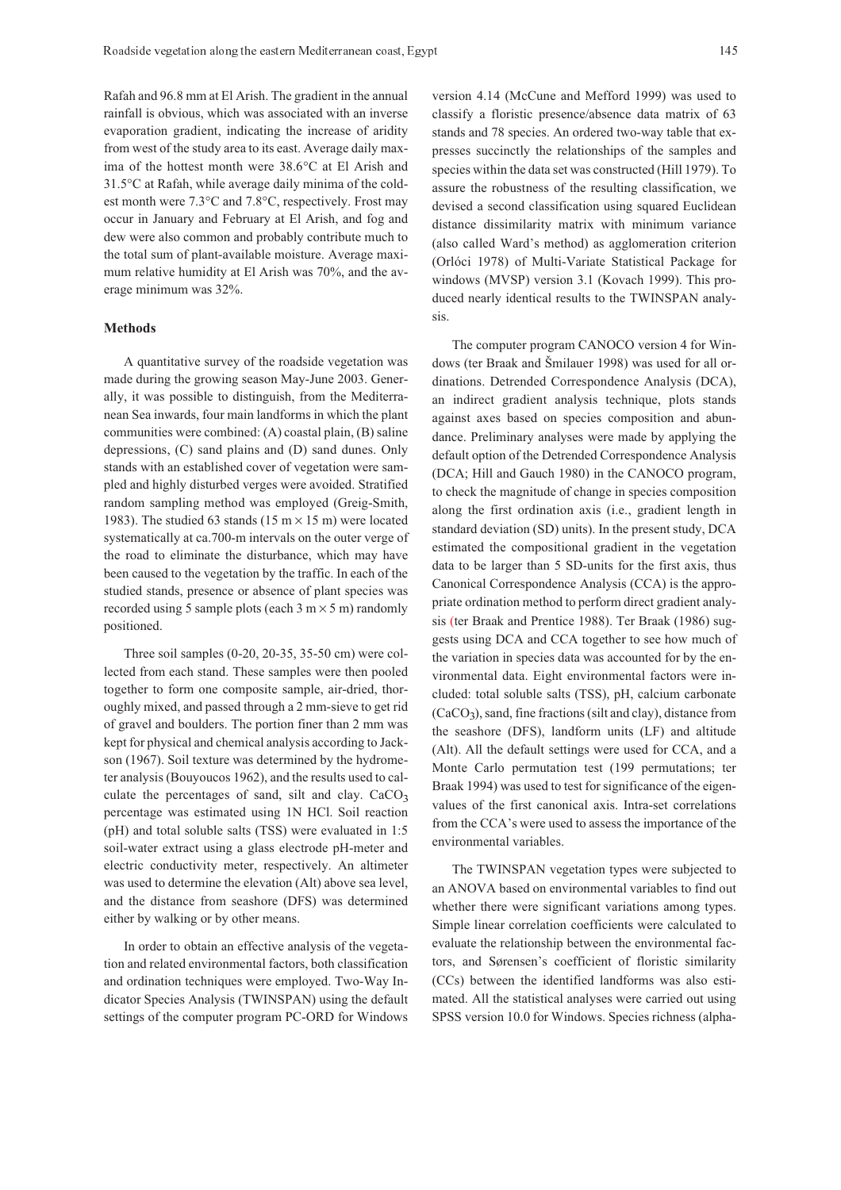Rafah and 96.8 mm at El Arish. The gradient in the annual rainfall is obvious, which was associated with an inverse evaporation gradient, indicating the increase of aridity from west of the study area to its east. Average daily maxima of the hottest month were 38.6°C at El Arish and 31.5°C at Rafah, while average daily minima of the coldest month were 7.3°C and 7.8°C, respectively. Frost may occur in January and February at El Arish, and fog and dew were also common and probably contribute much to the total sum of plant-available moisture. Average maximum relative humidity at El Arish was 70%, and the average minimum was 32%.

## Methods

A quantitative survey of the roadside vegetation was made during the growing season May-June 2003. Generally, it was possible to distinguish, from the Mediterranean Sea inwards, four main landforms in which the plant communities were combined: (A) coastal plain, (B) saline depressions, (C) sand plains and (D) sand dunes. Only stands with an established cover of vegetation were sampled and highly disturbed verges were avoided. Stratified random sampling method was employed (Greig-Smith, 1983). The studied 63 stands (15 m × 15 m) were located systematically at ca.700-m intervals on the outer verge of the road to eliminate the disturbance, which may have been caused to the vegetation by the traffic. In each of the studied stands, presence or absence of plant species was recorded using 5 sample plots (each 3 m × 5 m) randomly positioned.

Three soil samples (0-20, 20-35, 35-50 cm) were collected from each stand. These samples were then pooled together to form one composite sample, air-dried, thoroughly mixed, and passed through a 2 mm-sieve to get rid of gravel and boulders. The portion finer than 2 mm was kept for physical and chemical analysis according to Jackson (1967). Soil texture was determined by the hydrometer analysis (Bouyoucos 1962), and the results used to calculate the percentages of sand, silt and clay. $CaCO_3$ percentage was estimated using 1N HCl. Soil reaction (pH) and total soluble salts (TSS) were evaluated in 1:5 soil-water extract using a glass electrode pH-meter and electric conductivity meter, respectively. An altimeter was used to determine the elevation (Alt) above sea level, and the distance from seashore (DFS) was determined either by walking or by other means.

In order to obtain an effective analysis of the vegetation and related environmental factors, both classification and ordination techniques were employed. Two-Way Indicator Species Analysis (TWINSPAN) using the default settings of the computer program PC-ORD for Windows version 4.14 (McCune and Mefford 1999) was used to classify a floristic presence/absence data matrix of 63 stands and 78 species. An ordered two-way table that expresses succinctly the relationships of the samples and species within the data set was constructed (Hill 1979). To assure the robustness of the resulting classification, we devised a second classification using squared Euclidean distance dissimilarity matrix with minimum variance (also called Ward's method) as agglomeration criterion (Orlóci 1978) of Multi-Variate Statistical Package for windows (MVSP) version 3.1 (Kovach 1999). This produced nearly identical results to the TWINSPAN analysis.

The computer program CANOCO version 4 for Windows (ter Braak and Šmilauer 1998) was used for all ordinations. Detrended Correspondence Analysis (DCA), an indirect gradient analysis technique, plots stands against axes based on species composition and abundance. Preliminary analyses were made by applying the default option of the Detrended Correspondence Analysis (DCA; Hill and Gauch 1980) in the CANOCO program, to check the magnitude of change in species composition along the first ordination axis (i.e., gradient length in standard deviation (SD) units). In the present study, DCA estimated the compositional gradient in the vegetation data to be larger than 5 SD-units for the first axis, thus Canonical Correspondence Analysis (CCA) is the appropriate ordination method to perform direct gradient analysis (ter Braak and Prentice 1988). Ter Braak (1986) suggests using DCA and CCA together to see how much of the variation in species data was accounted for by the environmental data. Eight environmental factors were included: total soluble salts (TSS), pH, calcium carbonate ($CaCO_3$), sand, fine fractions (silt and clay), distance from the seashore (DFS), landform units (LF) and altitude (Alt). All the default settings were used for CCA, and a Monte Carlo permutation test (199 permutations; ter Braak 1994) was used to test for significance of the eigenvalues of the first canonical axis. Intra-set correlations from the CCA's were used to assess the importance of the environmental variables.

The TWINSPAN vegetation types were subjected to an ANOVA based on environmental variables to find out whether there were significant variations among types. Simple linear correlation coefficients were calculated to evaluate the relationship between the environmental factors, and Sørensen's coefficient of floristic similarity (CCs) between the identified landforms was also estimated. All the statistical analyses were carried out using SPSS version 10.0 for Windows. Species richness (alpha-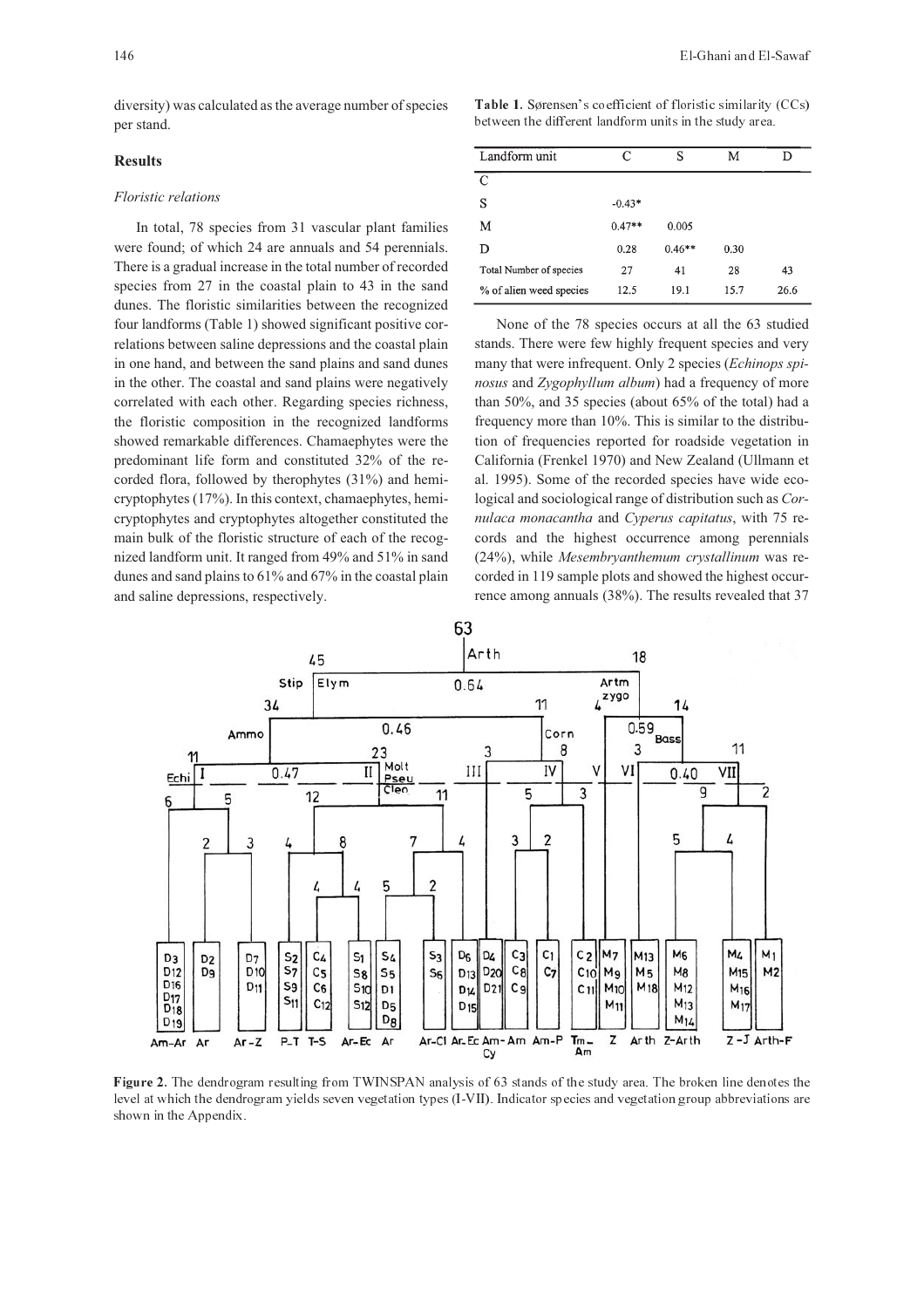diversity) was calculated as the average number of species per stand.

## Results

### *Floristic relations*

In total, 78 species from 31 vascular plant families were found; of which 24 are annuals and 54 perennials. There is a gradual increase in the total number of recorded species from 27 in the coastal plain to 43 in the sand dunes. The floristic similarities between the recognized four landforms (Table 1) showed significant positive correlations between saline depressions and the coastal plain in one hand, and between the sand plains and sand dunes in the other. The coastal and sand plains were negatively correlated with each other. Regarding species richness, the floristic composition in the recognized landforms showed remarkable differences. Chamaephytes were the predominant life form and constituted 32% of the recorded flora, followed by therophytes (31%) and hemicryptophytes (17%). In this context, chamaephytes, hemicryptophytes and cryptophytes altogether constituted the main bulk of the floristic structure of each of the recognized landform unit. It ranged from 49% and 51% in sand dunes and sand plains to 61% and 67% in the coastal plain and saline depressions, respectively.

**Table 1.** Sørensen's coefficient of floristic similarity (CCs) between the different landform units in the study area.

| Landform unit | C | S | M | D |
|---|---|---|---|---|
| C | | | | |
| S | -0.43* | | | |
| M | 0.47** | 0.005 | | |
| D | 0.28 | 0.46** | 0.30 | |
| Total Number of species | 27 | 41 | 28 | 43 |
| % of alien weed species | 12.5 | 19.1 | 15.7 | 26.6 |

None of the 78 species occurs at all the 63 studied stands. There were few highly frequent species and very many that were infrequent. Only 2 species (*Echinops spinosus* and *Zygophyllum album*) had a frequency of more than 50%, and 35 species (about 65% of the total) had a frequency more than 10%. This is similar to the distribution of frequencies reported for roadside vegetation in California (Frenkel 1970) and New Zealand (Ullmann et al. 1995). Some of the recorded species have wide ecological and sociological range of distribution such as *Cornulaca monacantha* and *Cyperus capitatus*, with 75 records and the highest occurrence among perennials (24%), while *Mesembryanthemum crystallinum* was recorded in 119 sample plots and showed the highest occurrence among annuals (38%). The results revealed that 37

**Figure 2.** The dendrogram resulting from TWINSPAN analysis of 63 stands of the study area. The broken line denotes the level at which the dendrogram yields seven vegetation types (I-VII). Indicator species and vegetation group abbreviations are shown in the Appendix.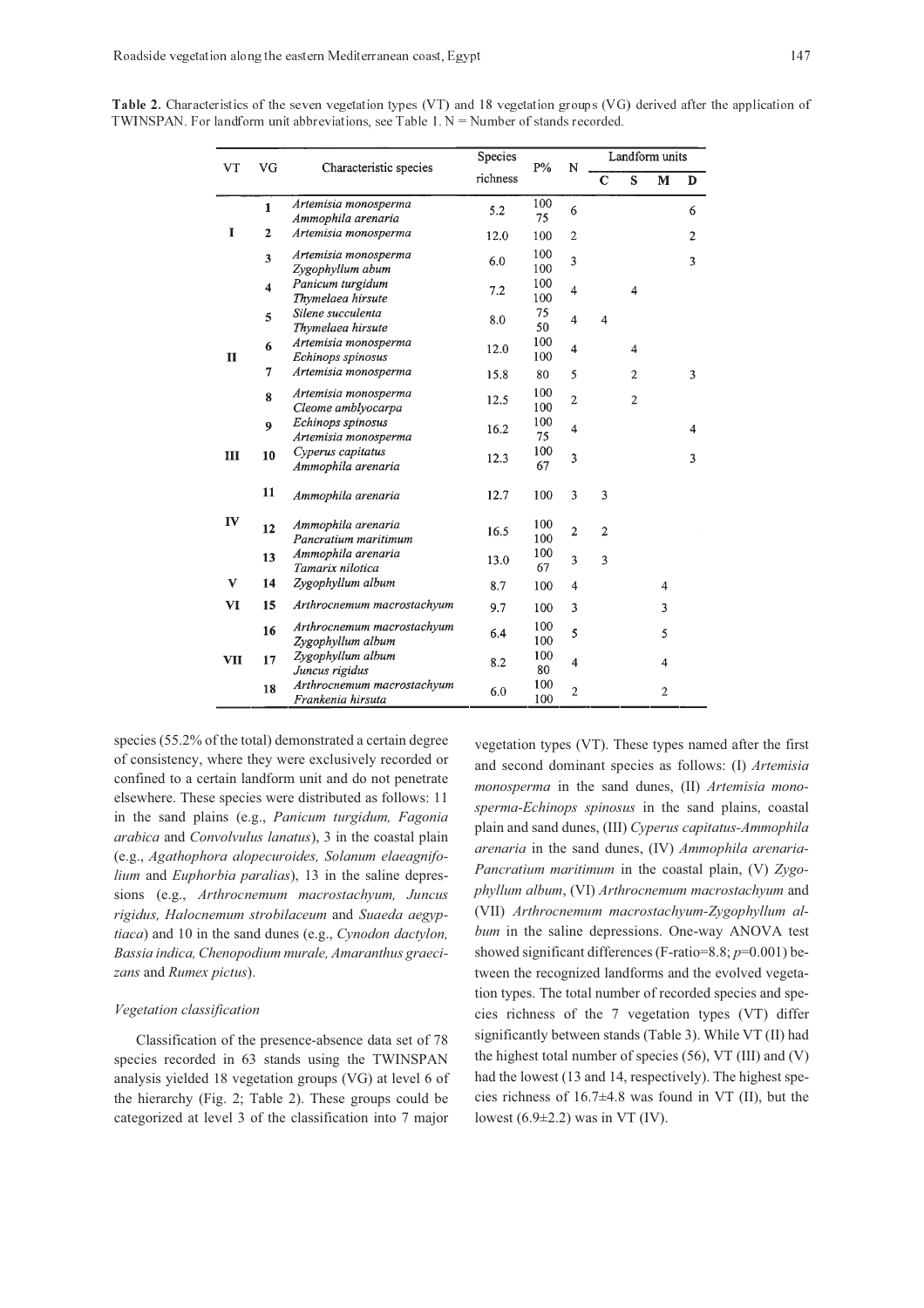**Table 2.** Characteristics of the seven vegetation types (VT) and 18 vegetation groups (VG) derived after the application of TWINSPAN. For landform unit abbreviations, see Table 1. N = Number of stands recorded.

| VT | VG | Characteristic species | Species richness | P% | N | Landform units | | | |
|---|---|---|---|---|---|---|---|---|---|
| | | | | | | C | S | M | D |
| I | 1 | *Artemisia monosperma*<br>*Ammophila arenaria* | 5.2 | 100<br>75 | 6 | | | | 6 |
| | 2 | *Artemisia monosperma* | 12.0 | 100 | 2 | | | | 2 |
| | 3 | *Artemisia monosperma*<br>*Zygophyllum abum* | 6.0 | 100<br>100 | 3 | | | | 3 |
| II | 4 | *Panicum turgidum*<br>*Thymelaea hirsute* | 7.2 | 100<br>100 | 4 | | 4 | | |
| | 5 | *Silene succulenta*<br>*Thymelaea hirsute* | 8.0 | 75<br>50 | 4 | 4 | | | |
| | 6 | *Artemisia monosperma*<br>*Echinops spinosus* | 12.0 | 100<br>100 | 4 | | 4 | | |
| | 7 | *Artemisia monosperma* | 15.8 | 80 | 5 | | 2 | | 3 |
| | 8 | *Artemisia monosperma*<br>*Cleome amblyocarpa* | 12.5 | 100<br>100 | 2 | | 2 | | |
| | 9 | *Echinops spinosus*<br>*Artemisia monosperma* | 16.2 | 100<br>75 | 4 | | | | 4 |
| III | 10 | *Cyperus capitatus*<br>*Ammophila arenaria* | 12.3 | 100<br>67 | 3 | | | | 3 |
| IV | 11 | *Ammophila arenaria* | 12.7 | 100 | 3 | 3 | | | |
| | 12 | *Ammophila arenaria*<br>*Pancratium maritimum* | 16.5 | 100<br>100 | 2 | 2 | | | |
| | 13 | *Ammophila arenaria*<br>*Tamarix nilotica* | 13.0 | 100<br>67 | 3 | 3 | | | |
| V | 14 | *Zygophyllum album* | 8.7 | 100 | 4 | | | 4 | |
| VI | 15 | *Arthrocnemum macrostachyum* | 9.7 | 100 | 3 | | | 3 | |
| VII | 16 | *Arthrocnemum macrostachyum*<br>*Zygophyllum album* | 6.4 | 100<br>100 | 5 | | | 5 | |
| | 17 | *Zygophyllum album*<br>*Juncus rigidus* | 8.2 | 100<br>80 | 4 | | | 4 | |
| | 18 | *Arthrocnemum macrostachyum*<br>*Frankenia hirsuta* | 6.0 | 100<br>100 | 2 | | | 2 | |

species (55.2% of the total) demonstrated a certain degree of consistency, where they were exclusively recorded or confined to a certain landform unit and do not penetrate elsewhere. These species were distributed as follows: 11 in the sand plains (e.g., *Panicum turgidum, Fagonia arabica* and *Convolvulus lanatus*), 3 in the coastal plain (e.g., *Agathophora alopecuroides, Solanum elaeagnifolium* and *Euphorbia paralias*), 13 in the saline depressions (e.g., *Arthrocnemum macrostachyum, Juncus rigidus, Halocnemum strobilaceum* and *Suaeda aegyptiaca*) and 10 in the sand dunes (e.g., *Cynodon dactylon, Bassia indica, Chenopodium murale, Amaranthus graecizans* and *Rumex pictus*).

### *Vegetation classification*

Classification of the presence-absence data set of 78 species recorded in 63 stands using the TWINSPAN analysis yielded 18 vegetation groups (VG) at level 6 of the hierarchy (Fig. 2; Table 2). These groups could be categorized at level 3 of the classification into 7 major vegetation types (VT). These types named after the first and second dominant species as follows: (I) *Artemisia monosperma* in the sand dunes, (II) *Artemisia monosperma-Echinops spinosus* in the sand plains, coastal plain and sand dunes, (III) *Cyperus capitatus-Ammophila arenaria* in the sand dunes, (IV) *Ammophila arenaria-Pancratium maritimum* in the coastal plain, (V) *Zygophyllum album*, (VI) *Arthrocnemum macrostachyum* and (VII) *Arthrocnemum macrostachyum-Zygophyllum album* in the saline depressions. One-way ANOVA test showed significant differences (F-ratio=8.8; $p$=0.001) between the recognized landforms and the evolved vegetation types. The total number of recorded species and species richness of the 7 vegetation types (VT) differ significantly between stands (Table 3). While VT (II) had the highest total number of species (56), VT (III) and (V) had the lowest (13 and 14, respectively). The highest species richness of 16.7±4.8 was found in VT (II), but the lowest (6.9±2.2) was in VT (IV).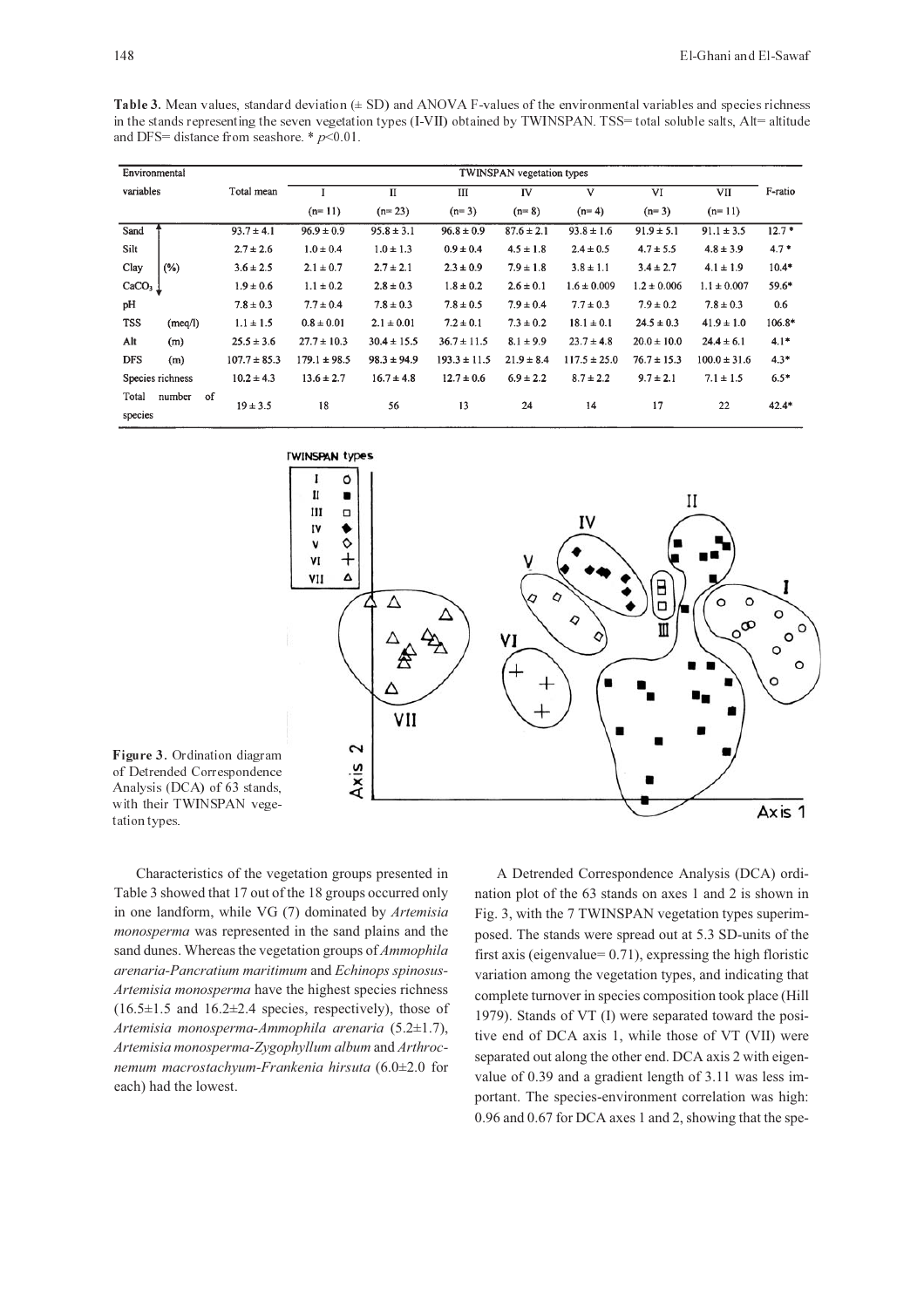**Table 3.** Mean values, standard deviation (± SD) and ANOVA F-values of the environmental variables and species richness in the stands representing the seven vegetation types (I-VII) obtained by TWINSPAN. TSS= total soluble salts, Alt= altitude and DFS= distance from seashore. * $p$<0.01.

| Environmental variables | | Total mean | TWINSPAN vegetation types | | | | | | | F-ratio |
|---|---|---|---|---|---|---|---|---|---|---|
| | | | I | II | III | IV | V | VI | VII | |
| | | | (n= 11) | (n= 23) | (n= 3) | (n= 8) | (n= 4) | (n= 3) | (n= 11) | |
| Sand | (%) | 93.7 ± 4.1 | 96.9 ± 0.9 | 95.8 ± 3.1 | 96.8 ± 0.9 | 87.6 ± 2.1 | 93.8 ± 1.6 | 91.9 ± 5.1 | 91.1 ± 3.5 | 12.7 * |
| Silt | (%) | 2.7 ± 2.6 | 1.0 ± 0.4 | 1.0 ± 1.3 | 0.9 ± 0.4 | 4.5 ± 1.8 | 2.4 ± 0.5 | 4.7 ± 5.5 | 4.8 ± 3.9 | 4.7 * |
| Clay | (%) | 3.6 ± 2.5 | 2.1 ± 0.7 | 2.7 ± 2.1 | 2.3 ± 0.9 | 7.9 ± 1.8 | 3.8 ± 1.1 | 3.4 ± 2.7 | 4.1 ± 1.9 | 10.4* |
| $CaCO_3$ | (%) | 1.9 ± 0.6 | 1.1 ± 0.2 | 2.8 ± 0.3 | 1.8 ± 0.2 | 2.6 ± 0.1 | 1.6 ± 0.009 | 1.2 ± 0.006 | 1.1 ± 0.007 | 59.6* |
| pH | | 7.8 ± 0.3 | 7.7 ± 0.4 | 7.8 ± 0.3 | 7.8 ± 0.5 | 7.9 ± 0.4 | 7.7 ± 0.3 | 7.9 ± 0.2 | 7.8 ± 0.3 | 0.6 |
| TSS | (meq/l) | 1.1 ± 1.5 | 0.8 ± 0.01 | 2.1 ± 0.01 | 7.2 ± 0.1 | 7.3 ± 0.2 | 18.1 ± 0.1 | 24.5 ± 0.3 | 41.9 ± 1.0 | 106.8* |
| Alt | (m) | 25.5 ± 3.6 | 27.7 ± 10.3 | 30.4 ± 15.5 | 36.7 ± 11.5 | 8.1 ± 9.9 | 23.7 ± 4.8 | 20.0 ± 10.0 | 24.4 ± 6.1 | 4.1* |
| DFS | (m) | 107.7 ± 85.3 | 179.1 ± 98.5 | 98.3 ± 94.9 | 193.3 ± 11.5 | 21.9 ± 8.4 | 117.5 ± 25.0 | 76.7 ± 15.3 | 100.0 ± 31.6 | 4.3* |
| Species richness | | 10.2 ± 4.3 | 13.6 ± 2.7 | 16.7 ± 4.8 | 12.7 ± 0.6 | 6.9 ± 2.2 | 8.7 ± 2.2 | 9.7 ± 2.1 | 7.1 ± 1.5 | 6.5* |
| Total number of species | | 19 ± 3.5 | 18 | 56 | 13 | 24 | 14 | 17 | 22 | 42.4* |

**Figure 3.** Ordination diagram of Detrended Correspondence Analysis (DCA) of 63 stands, with their TWINSPAN vegetation types.

Characteristics of the vegetation groups presented in Table 3 showed that 17 out of the 18 groups occurred only in one landform, while VG (7) dominated by *Artemisia monosperma* was represented in the sand plains and the sand dunes. Whereas the vegetation groups of *Ammophila arenaria-Pancratium maritimum* and *Echinops spinosus-Artemisia monosperma* have the highest species richness (16.5±1.5 and 16.2±2.4 species, respectively), those of *Artemisia monosperma-Ammophila arenaria* (5.2±1.7), *Artemisia monosperma-Zygophyllum album* and *Arthrocnemum macrostachyum-Frankenia hirsuta* (6.0±2.0 for each) had the lowest.

A Detrended Correspondence Analysis (DCA) ordination plot of the 63 stands on axes 1 and 2 is shown in Fig. 3, with the 7 TWINSPAN vegetation types superimposed. The stands were spread out at 5.3 SD-units of the first axis (eigenvalue= 0.71), expressing the high floristic variation among the vegetation types, and indicating that complete turnover in species composition took place (Hill 1979). Stands of VT (I) were separated toward the positive end of DCA axis 1, while those of VT (VII) were separated out along the other end. DCA axis 2 with eigenvalue of 0.39 and a gradient length of 3.11 was less important. The species-environment correlation was high: 0.96 and 0.67 for DCA axes 1 and 2, showing that the spe-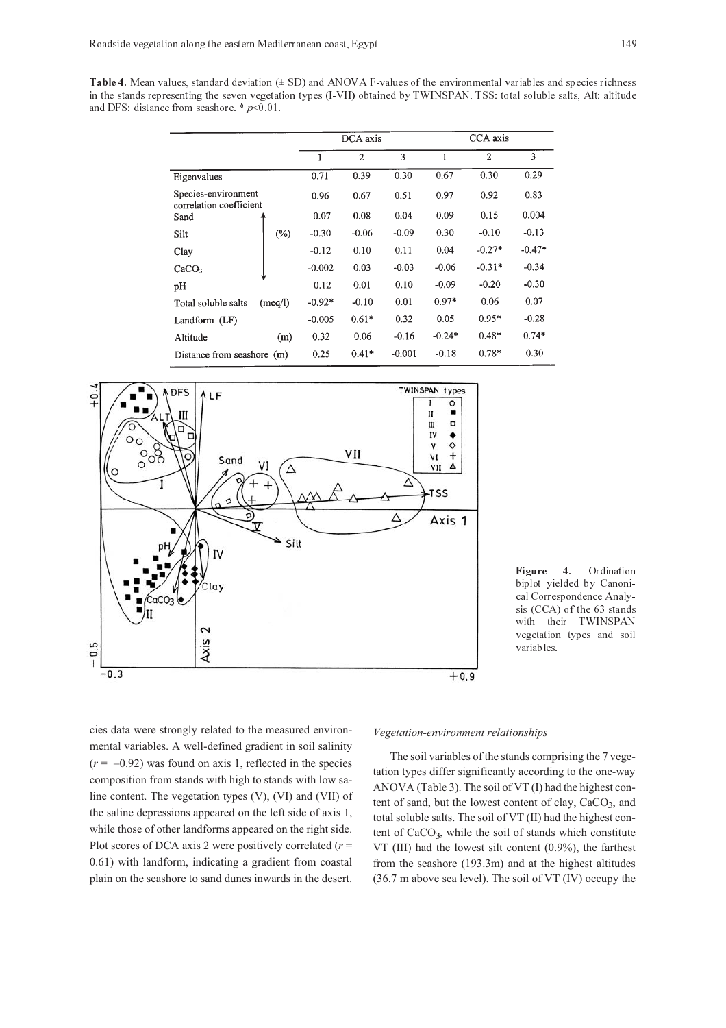**Table 4.** Mean values, standard deviation (± SD) and ANOVA F-values of the environmental variables and species richness in the stands representing the seven vegetation types (I-VII) obtained by TWINSPAN. TSS: total soluble salts, Alt: altitude and DFS: distance from seashore. * $p$<0.01.

| | | DCA axis | | | CCA axis | | |
|---|---|---|---|---|---|---|---|
| | | 1 | 2 | 3 | 1 | 2 | 3 |
| Eigenvalues | | 0.71 | 0.39 | 0.30 | 0.67 | 0.30 | 0.29 |
| Species-environment correlation coefficient | | 0.96 | 0.67 | 0.51 | 0.97 | 0.92 | 0.83 |
| Sand | (%) | -0.07 | 0.08 | 0.04 | 0.09 | 0.15 | 0.004 |
| Silt | (%) | -0.30 | -0.06 | -0.09 | 0.30 | -0.10 | -0.13 |
| Clay | (%) | -0.12 | 0.10 | 0.11 | 0.04 | -0.27* | -0.47* |
| $CaCO_3$ | (%) | -0.002 | 0.03 | -0.03 | -0.06 | -0.31* | -0.34 |
| pH | | -0.12 | 0.01 | 0.10 | -0.09 | -0.20 | -0.30 |
| Total soluble salts | (meq/l) | -0.92* | -0.10 | 0.01 | 0.97* | 0.06 | 0.07 |
| Landform (LF) | | -0.005 | 0.61* | 0.32 | 0.05 | 0.95* | -0.28 |
| Altitude | (m) | 0.32 | 0.06 | -0.16 | -0.24* | 0.48* | 0.74* |
| Distance from seashore | (m) | 0.25 | 0.41* | -0.001 | -0.18 | 0.78* | 0.30 |

**Figure 4.** Ordination biplot yielded by Canonical Correspondence Analysis (CCA) of the 63 stands with their TWINSPAN vegetation types and soil variables.

cies data were strongly related to the measured environmental variables. A well-defined gradient in soil salinity ($r$ = –0.92) was found on axis 1, reflected in the species composition from stands with high to stands with low saline content. The vegetation types (V), (VI) and (VII) of the saline depressions appeared on the left side of axis 1, while those of other landforms appeared on the right side. Plot scores of DCA axis 2 were positively correlated ($r$ = 0.61) with landform, indicating a gradient from coastal plain on the seashore to sand dunes inwards in the desert.

*Vegetation-environment relationships*

The soil variables of the stands comprising the 7 vegetation types differ significantly according to the one-way ANOVA (Table 3). The soil of VT (I) had the highest content of sand, but the lowest content of clay, $CaCO_3$, and total soluble salts. The soil of VT (II) had the highest content of $CaCO_3$, while the soil of stands which constitute VT (III) had the lowest silt content (0.9%), the farthest from the seashore (193.3m) and at the highest altitudes (36.7 m above sea level). The soil of VT (IV) occupy the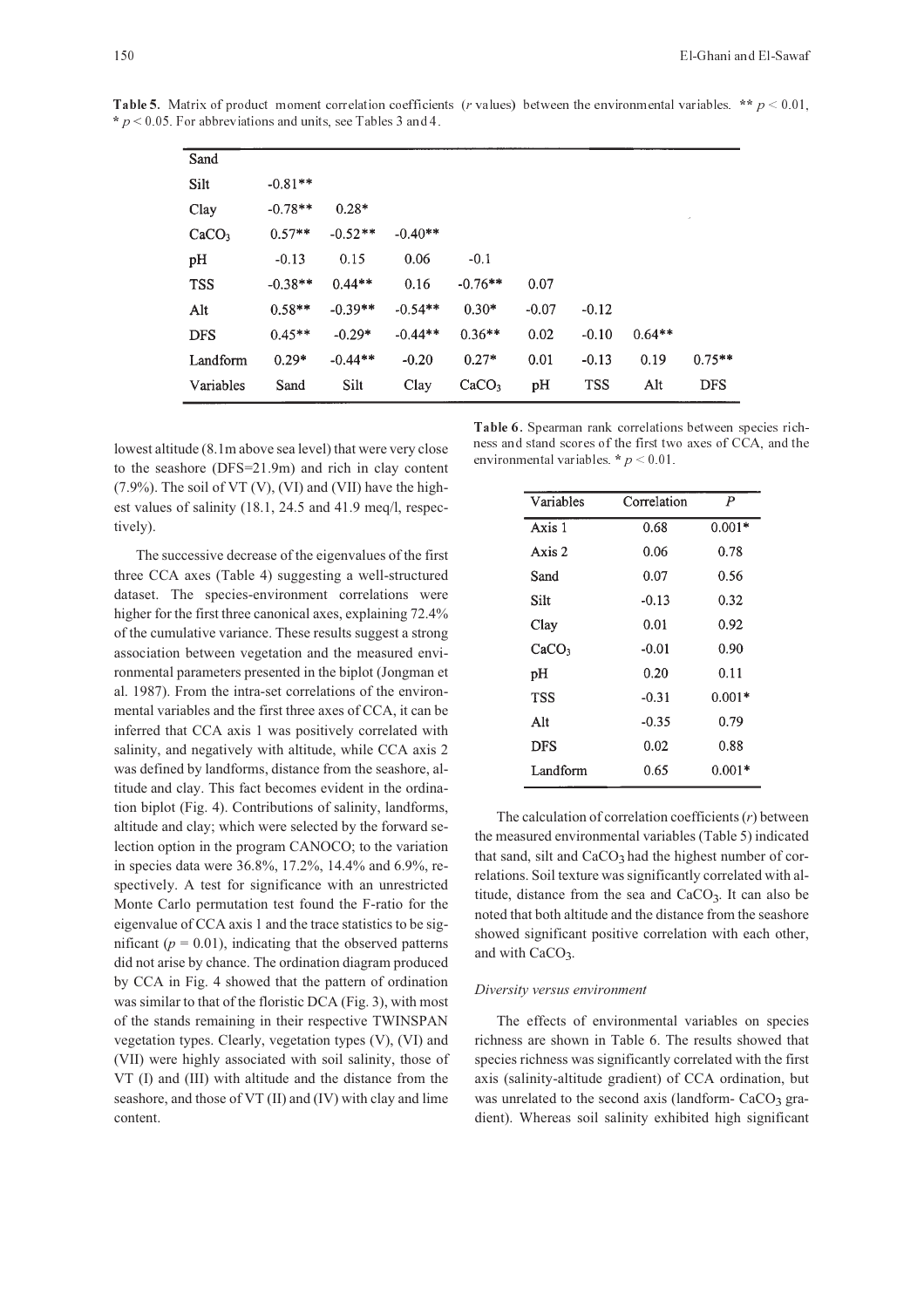**Table 5.** Matrix of product moment correlation coefficients ($r$ values) between the environmental variables. ** $p < 0.01$, * $p < 0.05$. For abbreviations and units, see Tables 3 and 4.

| Sand | | | | | | | | |
|---|---|---|---|---|---|---|---|---|
| Silt | -0.81** | | | | | | | |
| Clay | -0.78** | 0.28* | | | | | | |
| $CaCO_3$ | 0.57** | -0.52** | -0.40** | | | | | |
| pH | -0.13 | 0.15 | 0.06 | -0.1 | | | | |
| TSS | -0.38** | 0.44** | 0.16 | -0.76** | 0.07 | | | |
| Alt | 0.58** | -0.39** | -0.54** | 0.30* | -0.07 | -0.12 | | |
| DFS | 0.45** | -0.29* | -0.44** | 0.36** | 0.02 | -0.10 | 0.64** | |
| Landform | 0.29* | -0.44** | -0.20 | 0.27* | 0.01 | -0.13 | 0.19 | 0.75** |
| Variables | Sand | Silt | Clay | $CaCO_3$ | pH | TSS | Alt | DFS |

lowest altitude (8.1m above sea level) that were very close to the seashore (DFS=21.9m) and rich in clay content (7.9%). The soil of VT (V), (VI) and (VII) have the highest values of salinity (18.1, 24.5 and 41.9 meq/l, respectively).

The successive decrease of the eigenvalues of the first three CCA axes (Table 4) suggesting a well-structured dataset. The species-environment correlations were higher for the first three canonical axes, explaining 72.4% of the cumulative variance. These results suggest a strong association between vegetation and the measured environmental parameters presented in the biplot (Jongman et al. 1987). From the intra-set correlations of the environmental variables and the first three axes of CCA, it can be inferred that CCA axis 1 was positively correlated with salinity, and negatively with altitude, while CCA axis 2 was defined by landforms, distance from the seashore, altitude and clay. This fact becomes evident in the ordination biplot (Fig. 4). Contributions of salinity, landforms, altitude and clay; which were selected by the forward selection option in the program CANOCO; to the variation in species data were 36.8%, 17.2%, 14.4% and 6.9%, respectively. A test for significance with an unrestricted Monte Carlo permutation test found the F-ratio for the eigenvalue of CCA axis 1 and the trace statistics to be significant ($p = 0.01$), indicating that the observed patterns did not arise by chance. The ordination diagram produced by CCA in Fig. 4 showed that the pattern of ordination was similar to that of the floristic DCA (Fig. 3), with most of the stands remaining in their respective TWINSPAN vegetation types. Clearly, vegetation types (V), (VI) and (VII) were highly associated with soil salinity, those of VT (I) and (III) with altitude and the distance from the seashore, and those of VT (II) and (IV) with clay and lime content.

**Table 6.** Spearman rank correlations between species richness and stand scores of the first two axes of CCA, and the environmental variables. * $p < 0.01$.

| Variables | Correlation | $P$ |
|---|---|---|
| Axis 1 | 0.68 | 0.001* |
| Axis 2 | 0.06 | 0.78 |
| Sand | 0.07 | 0.56 |
| Silt | -0.13 | 0.32 |
| Clay | 0.01 | 0.92 |
| $CaCO_3$ | -0.01 | 0.90 |
| pH | 0.20 | 0.11 |
| TSS | -0.31 | 0.001* |
| Alt | -0.35 | 0.79 |
| DFS | 0.02 | 0.88 |
| Landform | 0.65 | 0.001* |

The calculation of correlation coefficients ($r$) between the measured environmental variables (Table 5) indicated that sand, silt and $CaCO_3$ had the highest number of correlations. Soil texture was significantly correlated with altitude, distance from the sea and $CaCO_3$. It can also be noted that both altitude and the distance from the seashore showed significant positive correlation with each other, and with $CaCO_3$.

*Diversity versus environment*

The effects of environmental variables on species richness are shown in Table 6. The results showed that species richness was significantly correlated with the first axis (salinity-altitude gradient) of CCA ordination, but was unrelated to the second axis (landform- $CaCO_3$ gradient). Whereas soil salinity exhibited high significant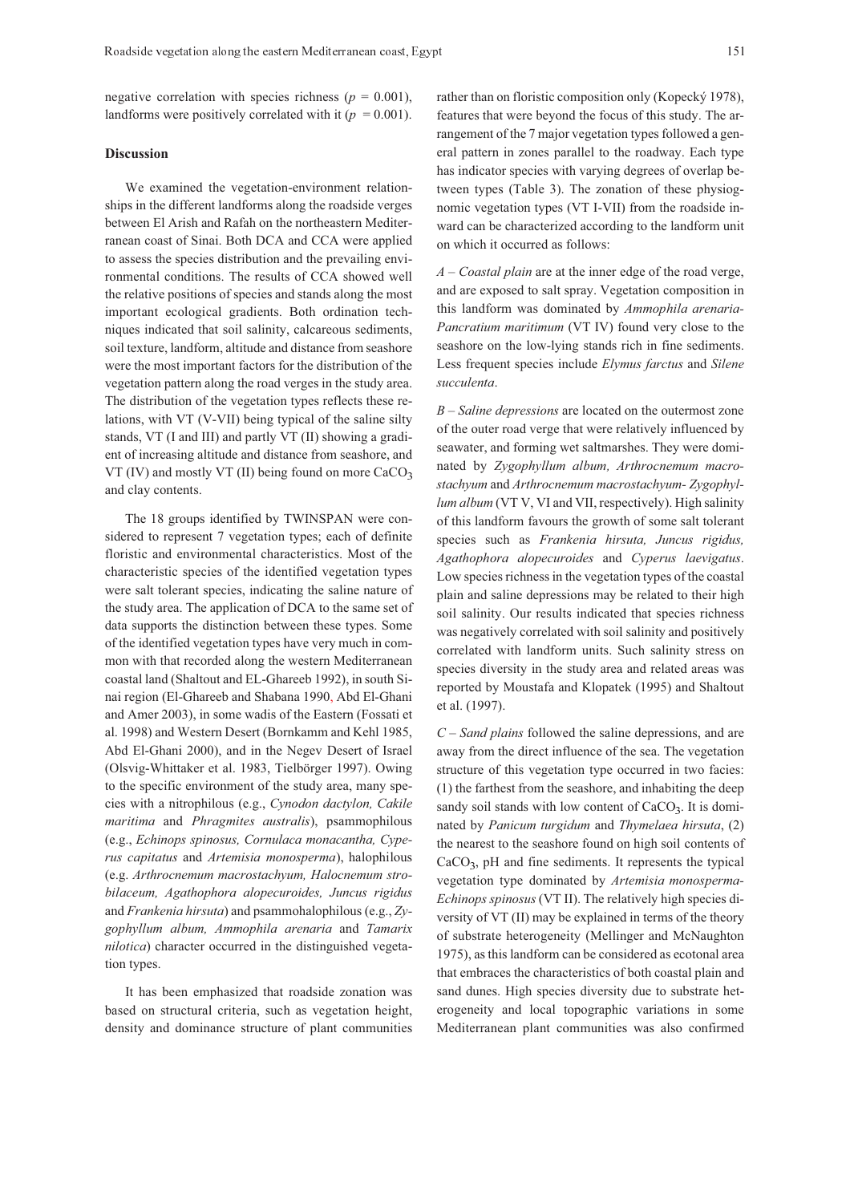negative correlation with species richness ($p = 0.001$), landforms were positively correlated with it ($p = 0.001$).

## Discussion

We examined the vegetation-environment relationships in the different landforms along the roadside verges between El Arish and Rafah on the northeastern Mediterranean coast of Sinai. Both DCA and CCA were applied to assess the species distribution and the prevailing environmental conditions. The results of CCA showed well the relative positions of species and stands along the most important ecological gradients. Both ordination techniques indicated that soil salinity, calcareous sediments, soil texture, landform, altitude and distance from seashore were the most important factors for the distribution of the vegetation pattern along the road verges in the study area. The distribution of the vegetation types reflects these relations, with VT (V-VII) being typical of the saline silty stands, VT (I and III) and partly VT (II) showing a gradient of increasing altitude and distance from seashore, and VT (IV) and mostly VT (II) being found on more $CaCO_3$ and clay contents.

The 18 groups identified by TWINSPAN were considered to represent 7 vegetation types; each of definite floristic and environmental characteristics. Most of the characteristic species of the identified vegetation types were salt tolerant species, indicating the saline nature of the study area. The application of DCA to the same set of data supports the distinction between these types. Some of the identified vegetation types have very much in common with that recorded along the western Mediterranean coastal land (Shaltout and EL-Ghareeb 1992), in south Sinai region (El-Ghareeb and Shabana 1990, Abd El-Ghani and Amer 2003), in some wadis of the Eastern (Fossati et al. 1998) and Western Desert (Bornkamm and Kehl 1985, Abd El-Ghani 2000), and in the Negev Desert of Israel (Olsvig-Whittaker et al. 1983, Tielbörger 1997). Owing to the specific environment of the study area, many species with a nitrophilous (e.g., *Cynodon dactylon, Cakile maritima* and *Phragmites australis*), psammophilous (e.g., *Echinops spinosus, Cornulaca monacantha, Cyperus capitatus* and *Artemisia monosperma*), halophilous (e.g. *Arthrocnemum macrostachyum, Halocnemum strobilaceum, Agathophora alopecuroides, Juncus rigidus* and *Frankenia hirsuta*) and psammohalophilous (e.g., *Zygophyllum album, Ammophila arenaria* and *Tamarix nilotica*) character occurred in the distinguished vegetation types.

It has been emphasized that roadside zonation was based on structural criteria, such as vegetation height, density and dominance structure of plant communities rather than on floristic composition only (Kopecký 1978), features that were beyond the focus of this study. The arrangement of the 7 major vegetation types followed a general pattern in zones parallel to the roadway. Each type has indicator species with varying degrees of overlap between types (Table 3). The zonation of these physiognomic vegetation types (VT I-VII) from the roadside inward can be characterized according to the landform unit on which it occurred as follows:

*A – Coastal plain* are at the inner edge of the road verge, and are exposed to salt spray. Vegetation composition in this landform was dominated by *Ammophila arenaria-Pancratium maritimum* (VT IV) found very close to the seashore on the low-lying stands rich in fine sediments. Less frequent species include *Elymus farctus* and *Silene succulenta*.

*B – Saline depressions* are located on the outermost zone of the outer road verge that were relatively influenced by seawater, and forming wet saltmarshes. They were dominated by *Zygophyllum album, Arthrocnemum macrostachyum* and *Arthrocnemum macrostachyum- Zygophyllum album* (VT V, VI and VII, respectively). High salinity of this landform favours the growth of some salt tolerant species such as *Frankenia hirsuta, Juncus rigidus, Agathophora alopecuroides* and *Cyperus laevigatus*. Low species richness in the vegetation types of the coastal plain and saline depressions may be related to their high soil salinity. Our results indicated that species richness was negatively correlated with soil salinity and positively correlated with landform units. Such salinity stress on species diversity in the study area and related areas was reported by Moustafa and Klopatek (1995) and Shaltout et al. (1997).

*C – Sand plains* followed the saline depressions, and are away from the direct influence of the sea. The vegetation structure of this vegetation type occurred in two facies: (1) the farthest from the seashore, and inhabiting the deep sandy soil stands with low content of $CaCO_3$. It is dominated by *Panicum turgidum* and *Thymelaea hirsuta*, (2) the nearest to the seashore found on high soil contents of $CaCO_3$, pH and fine sediments. It represents the typical vegetation type dominated by *Artemisia monosperma-Echinops spinosus* (VT II). The relatively high species diversity of VT (II) may be explained in terms of the theory of substrate heterogeneity (Mellinger and McNaughton 1975), as this landform can be considered as ecotonal area that embraces the characteristics of both coastal plain and sand dunes. High species diversity due to substrate heterogeneity and local topographic variations in some Mediterranean plant communities was also confirmed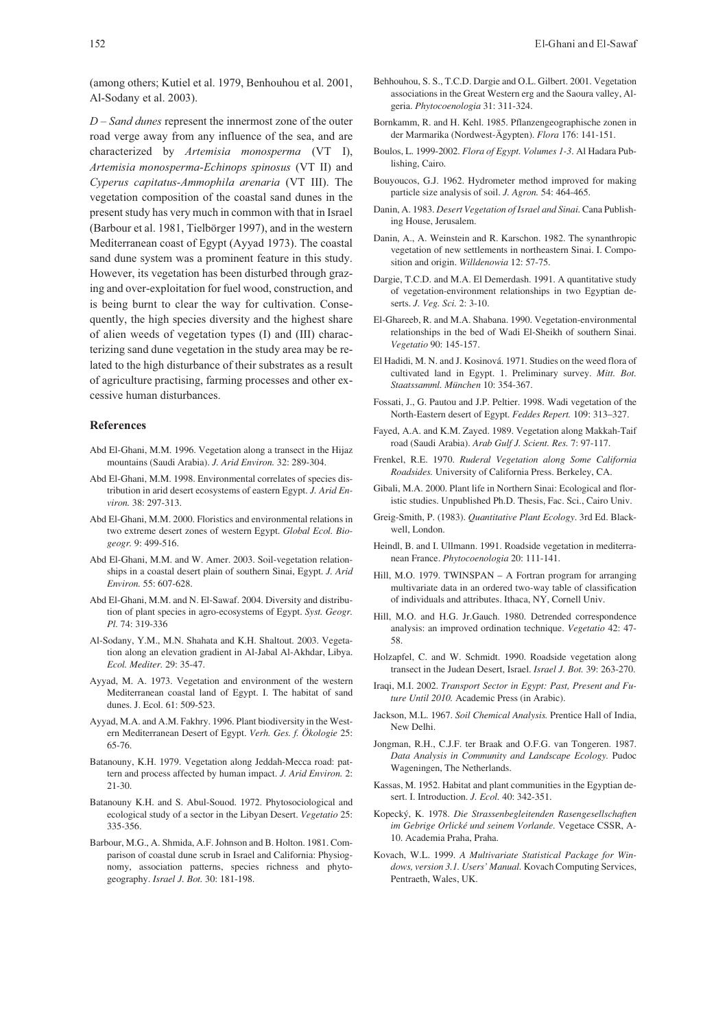(among others; Kutiel et al. 1979, Benhouhou et al. 2001, Al-Sodany et al. 2003).

*D – Sand dunes* represent the innermost zone of the outer road verge away from any influence of the sea, and are characterized by *Artemisia monosperma* (VT I), *Artemisia monosperma-Echinops spinosus* (VT II) and *Cyperus capitatus-Ammophila arenaria* (VT III). The vegetation composition of the coastal sand dunes in the present study has very much in common with that in Israel (Barbour et al. 1981, Tielbörger 1997), and in the western Mediterranean coast of Egypt (Ayyad 1973). The coastal sand dune system was a prominent feature in this study. However, its vegetation has been disturbed through grazing and over-exploitation for fuel wood, construction, and is being burnt to clear the way for cultivation. Consequently, the high species diversity and the highest share of alien weeds of vegetation types (I) and (III) characterizing sand dune vegetation in the study area may be related to the high disturbance of their substrates as a result of agriculture practising, farming processes and other excessive human disturbances.

## References

Abd El-Ghani, M.M. 1996. Vegetation along a transect in the Hijaz mountains (Saudi Arabia). *J. Arid Environ.* 32: 289-304.

Abd El-Ghani, M.M. 1998. Environmental correlates of species distribution in arid desert ecosystems of eastern Egypt. *J. Arid Environ.* 38: 297-313.

Abd El-Ghani, M.M. 2000. Floristics and environmental relations in two extreme desert zones of western Egypt. *Global Ecol. Biogeogr.* 9: 499-516.

Abd El-Ghani, M.M. and W. Amer. 2003. Soil-vegetation relationships in a coastal desert plain of southern Sinai, Egypt. *J. Arid Environ.* 55: 607-628.

Abd El-Ghani, M.M. and N. El-Sawaf. 2004. Diversity and distribution of plant species in agro-ecosystems of Egypt. *Syst. Geogr. Pl.* 74: 319-336

Al-Sodany, Y.M., M.N. Shahata and K.H. Shaltout. 2003. Vegetation along an elevation gradient in Al-Jabal Al-Akhdar, Libya. *Ecol. Mediter.* 29: 35-47.

Ayyad, M. A. 1973. Vegetation and environment of the western Mediterranean coastal land of Egypt. I. The habitat of sand dunes. J. Ecol. 61: 509-523.

Ayyad, M.A. and A.M. Fakhry. 1996. Plant biodiversity in the Western Mediterranean Desert of Egypt. *Verh. Ges. f. Ökologie* 25: 65-76.

Batanouny, K.H. 1979. Vegetation along Jeddah-Mecca road: pattern and process affected by human impact. *J. Arid Environ.* 2: 21-30.

Batanouny K.H. and S. Abul-Souod. 1972. Phytosociological and ecological study of a sector in the Libyan Desert. *Vegetatio* 25: 335-356.

Barbour, M.G., A. Shmida, A.F. Johnson and B. Holton. 1981. Comparison of coastal dune scrub in Israel and California: Physiognomy, association patterns, species richness and phytogeography. *Israel J. Bot.* 30: 181-198.

Behhouhou, S. S., T.C.D. Dargie and O.L. Gilbert. 2001. Vegetation associations in the Great Western erg and the Saoura valley, Algeria. *Phytocoenologia* 31: 311-324.

Bornkamm, R. and H. Kehl. 1985. Pflanzengeographische zonen in der Marmarika (Nordwest-Ägypten). *Flora* 176: 141-151.

Boulos, L. 1999-2002. *Flora of Egypt. Volumes 1-3*. Al Hadara Publishing, Cairo.

Bouyoucos, G.J. 1962. Hydrometer method improved for making particle size analysis of soil. *J. Agron.* 54: 464-465.

Danin, A. 1983. *Desert Vegetation of Israel and Sinai.* Cana Publishing House, Jerusalem.

Danin, A., A. Weinstein and R. Karschon. 1982. The synanthropic vegetation of new settlements in northeastern Sinai. I. Composition and origin. *Willdenowia* 12: 57-75.

Dargie, T.C.D. and M.A. El Demerdash. 1991. A quantitative study of vegetation-environment relationships in two Egyptian deserts. *J. Veg. Sci.* 2: 3-10.

El-Ghareeb, R. and M.A. Shabana. 1990. Vegetation-environmental relationships in the bed of Wadi El-Sheikh of southern Sinai. *Vegetatio* 90: 145-157.

El Hadidi, M. N. and J. Kosinová. 1971. Studies on the weed flora of cultivated land in Egypt. 1. Preliminary survey. *Mitt. Bot. Staatssamml. München* 10: 354-367.

Fossati, J., G. Pautou and J.P. Peltier. 1998. Wadi vegetation of the North-Eastern desert of Egypt. *Feddes Repert.* 109: 313–327.

Fayed, A.A. and K.M. Zayed. 1989. Vegetation along Makkah-Taif road (Saudi Arabia). *Arab Gulf J. Scient. Res.* 7: 97-117.

Frenkel, R.E. 1970. *Ruderal Vegetation along Some California Roadsides.* University of California Press. Berkeley, CA.

Gibali, M.A. 2000. Plant life in Northern Sinai: Ecological and floristic studies. Unpublished Ph.D. Thesis, Fac. Sci., Cairo Univ.

Greig-Smith, P. (1983). *Quantitative Plant Ecology*. 3rd Ed. Blackwell, London.

Heindl, B. and I. Ullmann. 1991. Roadside vegetation in mediterranean France. *Phytocoenologia* 20: 111-141.

Hill, M.O. 1979. TWINSPAN – A Fortran program for arranging multivariate data in an ordered two-way table of classification of individuals and attributes. Ithaca, NY, Cornell Univ.

Hill, M.O. and H.G. Jr.Gauch. 1980. Detrended correspondence analysis: an improved ordination technique. *Vegetatio* 42: 47-58.

Holzapfel, C. and W. Schmidt. 1990. Roadside vegetation along transect in the Judean Desert, Israel. *Israel J. Bot.* 39: 263-270.

Iraqi, M.I. 2002. *Transport Sector in Egypt: Past, Present and Future Until 2010.* Academic Press (in Arabic).

Jackson, M.L. 1967. *Soil Chemical Analysis.* Prentice Hall of India, New Delhi.

Jongman, R.H., C.J.F. ter Braak and O.F.G. van Tongeren. 1987. *Data Analysis in Community and Landscape Ecology.* Pudoc Wageningen, The Netherlands.

Kassas, M. 1952. Habitat and plant communities in the Egyptian desert. I. Introduction. *J. Ecol.* 40: 342-351.

Kopecký, K. 1978. *Die Strassenbegleitenden Rasengesellschaften im Gebrige Orlické und seinem Vorlande.* Vegetace CSSR, A-10. Academia Praha, Praha.

Kovach, W.L. 1999. *A Multivariate Statistical Package for Windows, version 3.1. Users' Manual.* Kovach Computing Services, Pentraeth, Wales, UK.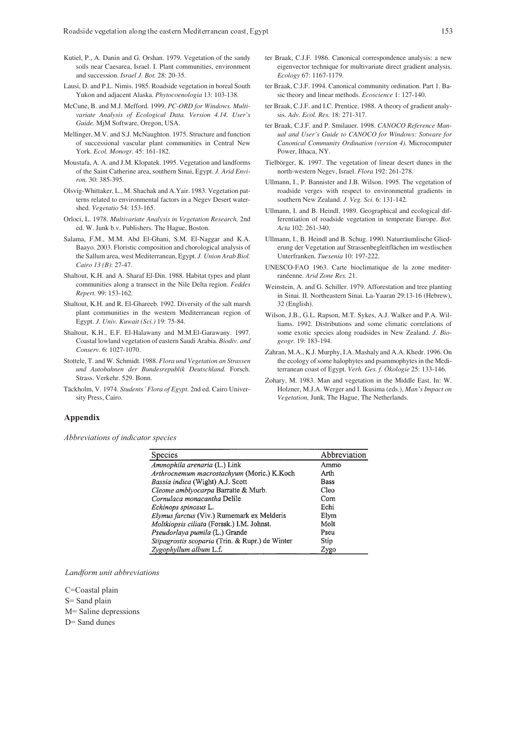Kutiel, P., A. Danin and G. Orshan. 1979. Vegetation of the sandy soils near Caesarea, Israel. I. Plant communities, environment and succession. *Israel J. Bot.* 28: 20-35.

Lausi, D. and P.L. Nimis. 1985. Roadside vegetation in boreal South Yukon and adjacent Alaska. *Phytocoenologia* 13: 103-138.

McCune, B. and M.J. Mefford. 1999. *PC-ORD for Windows. Multivariate Analysis of Ecological Data. Version 4.14. User's Guide.* MjM Software, Oregon, USA.

Mellinger, M.V. and S.J. McNaughton. 1975. Structure and function of successional vascular plant communities in Central New York. *Ecol. Monogr.* 45: 161-182.

Moustafa, A. A. and J.M. Klopatek. 1995. Vegetation and landforms of the Saint Catherine area, southern Sinai, Egypt. *J. Arid Environ.* 30: 385-395.

Olsvig-Whittaker, L., M. Shachak and A.Yair. 1983. Vegetation patterns related to environmental factors in a Negev Desert watershed. *Vegetatio* 54: 153-165.

Orloci, L. 1978. *Multivariate Analysis in Vegetation Research.* 2nd ed. W. Junk b.v. Publishers. The Hague, Boston.

Salama, F.M., M.M. Abd El-Ghani, S.M. El-Naggar and K.A. Baayo. 2003. Floristic composition and chorological analysis of the Sallum area, west Mediterranean, Egypt. *J. Union Arab Biol. Cairo 13 (B)*: 27-47.

Shaltout, K.H. and A. Sharaf El-Din. 1988. Habitat types and plant communities along a transect in the Nile Delta region. *Feddes Repert.* 99: 153-162.

Shaltout, K.H. and R. El-Ghareeb. 1992. Diversity of the salt marsh plant communities in the western Mediterranean region of Egypt. *J. Univ. Kuwait (Sci.)* 19: 75-84.

Shaltout, K.H., E.F. El-Halawany and M.M.El-Garawany. 1997. Coastal lowland vegetation of eastern Saudi Arabia. *Biodiv. and Conserv.* 6: 1027-1070.

Stottele, T. and W. Schmidt. 1988. *Flora und Vegetation an Strassen und Autobahnen der Bundesrepublik Deutschland.* Forsch. Strass. Verkehr. 529. Bonn.

Täckholm, V. 1974. *Students´ Flora of Egypt.* 2nd ed. Cairo University Press, Cairo.

ter Braak, C.J.F. 1986. Canonical correspondence analysis: a new eigenvector technique for multivariate direct gradient analysis. *Ecology* 67: 1167-1179.

ter Braak, C.J.F. 1994. Canonical community ordination. Part 1. Basic theory and linear methods. *Ecoscience* 1: 127-140.

ter Braak, C.J.F. and I.C. Prentice. 1988. A theory of gradient analysis. *Adv. Ecol. Res.* 18: 271-317.

ter Braak, C.J.F. and P. Smilauer. 1998. *CANOCO Reference Manual and User's Guide to CANOCO for Windows: Sotware for Canonical Community Ordination (version 4).* Microcomputer Power, Ithaca, NY.

Tielbörger, K. 1997. The vegetation of linear desert dunes in the north-western Negev, Israel. *Flora* 192: 261-278.

Ullmann, I., P. Bannister and J.B. Wilson. 1995. The vegetation of roadside verges with respect to environmental gradients in southern New Zealand. *J. Veg. Sci.* 6: 131-142.

Ullmann, I. and B. Heindl. 1989. Geographical and ecological differentiation of roadside vegetation in temperate Europe. *Bot. Acta* 102: 261-340.

Ullmann, I., B. Heindl and B. Schug. 1990. Naturräumlische Gliederung der Vegetation auf Strassenbegleitflächen im westlischen Unterfranken. *Tuexenia* 10: 197-222.

UNESCO-FAO 1963. Carte bioclimatique de la zone mediterranéenne. *Arid Zone Res.* 21.

Weinstein, A. and G. Schiller. 1979. Afforestation and tree planting in Sinai. II. Northeastern Sinai. La-Yaaran 29:13-16 (Hebrew), 32 (English).

Wilson, J.B., G.L. Rapson, M.T. Sykes, A.J. Walker and P.A. Williams. 1992. Distributions and some climatic correlations of some exotic species along roadsides in New Zealand. *J. Biogeogr.* 19: 183-194.

Zahran, M.A., K.J. Murphy, I.A. Mashaly and A.A. Khedr. 1996. On the ecology of some halophytes and psammophytes in the Mediterranean coast of Egypt. *Verh. Ges. f. Ökologie* 25: 133-146.

Zohary, M. 1983. Man and vegetation in the Middle East. In: W. Holzner, M.J.A. Werger and I. Ikusima (eds.), *Man's Impact on Vegetation,* Junk, The Hague, The Netherlands.

## Appendix

*Abbreviations of indicator species*

| Species | Abbreviation |
|---|---|
| *Ammophila arenaria* (L.) Link | Ammo |
| *Arthrocnemum macrostachyum* (Moric.) K.Koch | Arth |
| *Bassia indica* (Wight) A.J. Scott | Bass |
| *Cleome amblyocarpa* Barratte & Murb. | Cleo |
| *Cornulaca monacantha* Delile | Corn |
| *Echinops spinosus* L. | Echi |
| *Elymus farctus* (Viv.) Runemark ex Melderis | Elym |
| *Moltkiopsis ciliata* (Forssk.) I.M. Johnst. | Molt |
| *Pseudorlaya pumila* (L.) Grande | Pseu |
| *Stipagrostis scoparia* (Trin. & Rupr.) de Winter | Stip |
| *Zygophyllum album* L.f. | Zygo |

*Landform unit abbreviations*

C=Coastal plain
S= Sand plain
M= Saline depressions
D= Sand dunes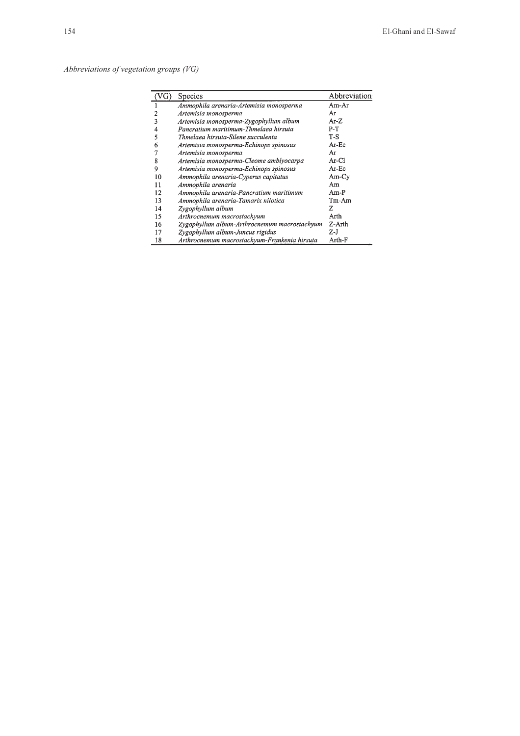*Abbreviations of vegetation groups (VG)*

| (VG) | Species | Abbreviation |
|---|---|---|
| 1 | *Ammophila arenaria-Artemisia monosperma* | Am-Ar |
| 2 | *Artemisia monosperma* | Ar |
| 3 | *Artemisia monosperma-Zygophyllum album* | Ar-Z |
| 4 | *Pancratium maritimum-Thmelaea hirsuta* | P-T |
| 5 | *Thmelaea hirsuta-Silene succulenta* | T-S |
| 6 | *Artemisia monosperma-Echinops spinosus* | Ar-Ec |
| 7 | *Artemisia monosperma* | Ar |
| 8 | *Artemisia monosperma-Cleome amblyocarpa* | Ar-Cl |
| 9 | *Artemisia monosperma-Echinops spinosus* | Ar-Ec |
| 10 | *Ammophila arenaria-Cyperus capitatus* | Am-Cy |
| 11 | *Ammophila arenaria* | Am |
| 12 | *Ammophila arenaria-Pancratium maritimum* | Am-P |
| 13 | *Ammophila arenaria-Tamarix nilotica* | Tm-Am |
| 14 | *Zygophyllum album* | Z |
| 15 | *Arthrocnemum macrostachyum* | Arth |
| 16 | *Zygophyllum album-Arthrocnemum macrostachyum* | Z-Arth |
| 17 | *Zygophyllum album-Juncus rigidus* | Z-J |
| 18 | *Arthrocnemum macrostachyum-Frankenia hirsuta* | Arth-F |